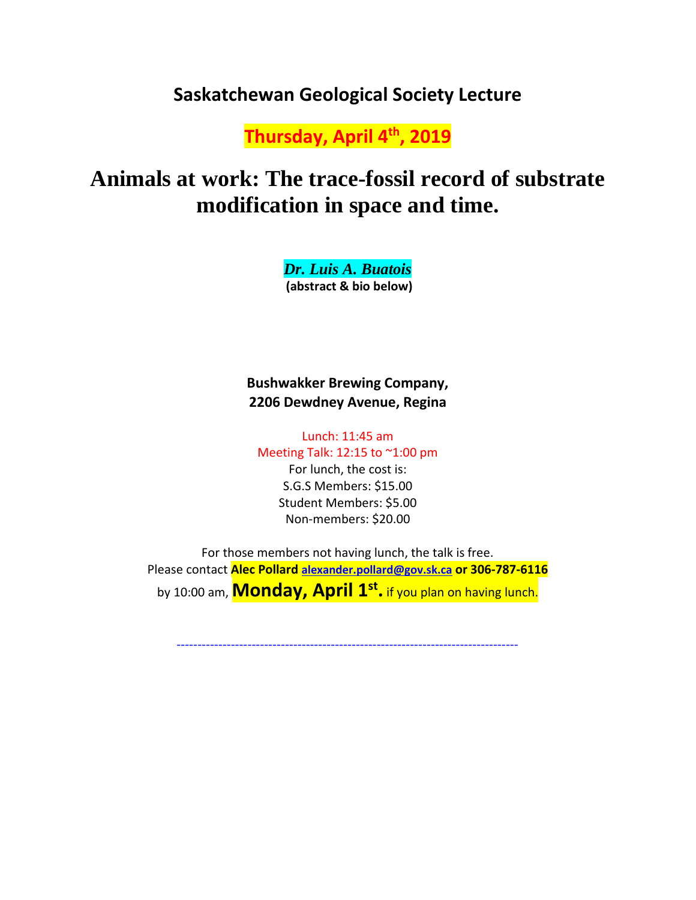## Saskatchewan Geological Society Lecture

**Thursday, April 4th, 2019**

# Animals at work: The trace-fossil record of substrate modification in space and time.

***Dr. Luis A. Buatois***
**(abstract & bio below)**

**Bushwakker Brewing Company,**
**2206 Dewdney Avenue, Regina**

Lunch: 11:45 am
Meeting Talk: 12:15 to ~1:00 pm
For lunch, the cost is:
S.G.S Members: $15.00
Student Members: $5.00
Non-members: $20.00

For those members not having lunch, the talk is free.
Please contact **Alec Pollard alexander.pollard@gov.sk.ca or 306-787-6116**
by 10:00 am, **Monday, April 1st.** if you plan on having lunch.

---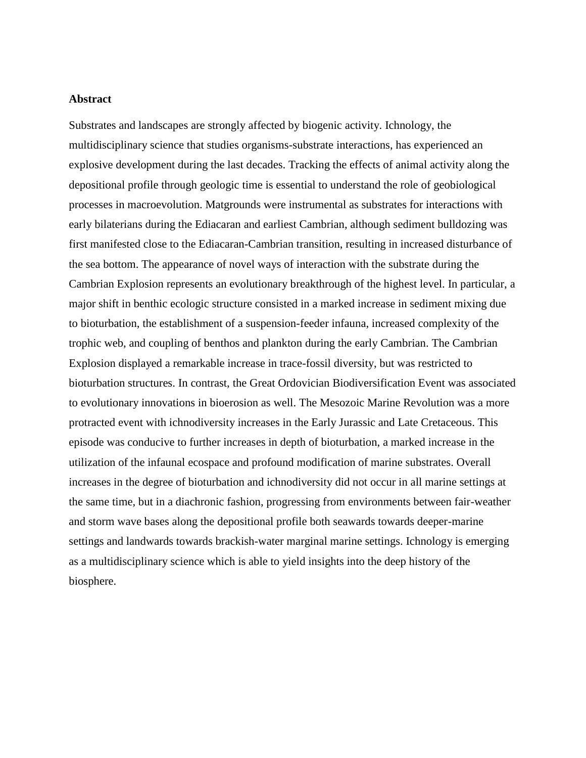## Abstract

Substrates and landscapes are strongly affected by biogenic activity. Ichnology, the multidisciplinary science that studies organisms-substrate interactions, has experienced an explosive development during the last decades. Tracking the effects of animal activity along the depositional profile through geologic time is essential to understand the role of geobiological processes in macroevolution. Matgrounds were instrumental as substrates for interactions with early bilaterians during the Ediacaran and earliest Cambrian, although sediment bulldozing was first manifested close to the Ediacaran-Cambrian transition, resulting in increased disturbance of the sea bottom. The appearance of novel ways of interaction with the substrate during the Cambrian Explosion represents an evolutionary breakthrough of the highest level. In particular, a major shift in benthic ecologic structure consisted in a marked increase in sediment mixing due to bioturbation, the establishment of a suspension-feeder infauna, increased complexity of the trophic web, and coupling of benthos and plankton during the early Cambrian. The Cambrian Explosion displayed a remarkable increase in trace-fossil diversity, but was restricted to bioturbation structures. In contrast, the Great Ordovician Biodiversification Event was associated to evolutionary innovations in bioerosion as well. The Mesozoic Marine Revolution was a more protracted event with ichnodiversity increases in the Early Jurassic and Late Cretaceous. This episode was conducive to further increases in depth of bioturbation, a marked increase in the utilization of the infaunal ecospace and profound modification of marine substrates. Overall increases in the degree of bioturbation and ichnodiversity did not occur in all marine settings at the same time, but in a diachronic fashion, progressing from environments between fair-weather and storm wave bases along the depositional profile both seawards towards deeper-marine settings and landwards towards brackish-water marginal marine settings. Ichnology is emerging as a multidisciplinary science which is able to yield insights into the deep history of the biosphere.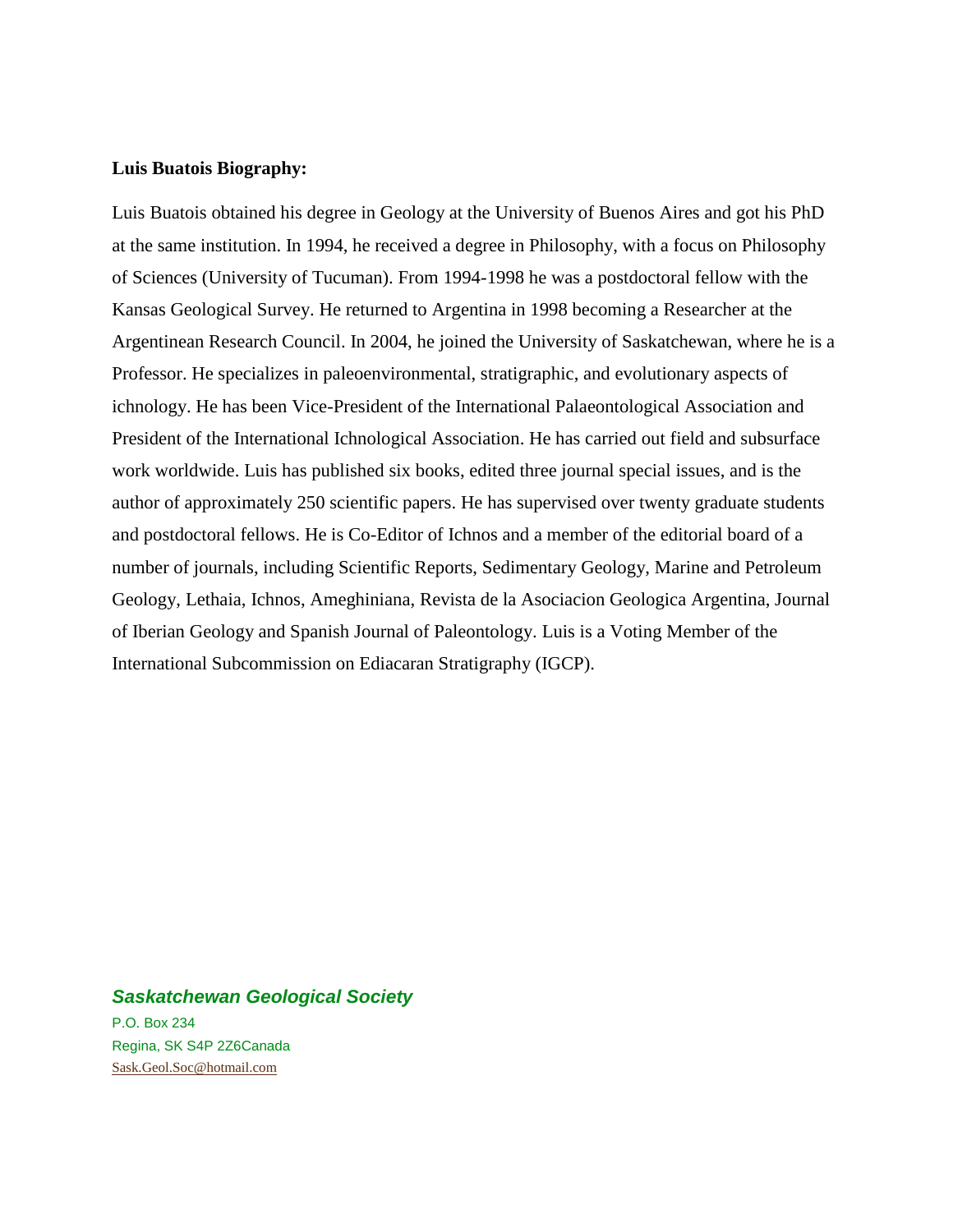**Luis Buatois Biography:**

Luis Buatois obtained his degree in Geology at the University of Buenos Aires and got his PhD at the same institution. In 1994, he received a degree in Philosophy, with a focus on Philosophy of Sciences (University of Tucuman). From 1994-1998 he was a postdoctoral fellow with the Kansas Geological Survey. He returned to Argentina in 1998 becoming a Researcher at the Argentinean Research Council. In 2004, he joined the University of Saskatchewan, where he is a Professor. He specializes in paleoenvironmental, stratigraphic, and evolutionary aspects of ichnology. He has been Vice-President of the International Palaeontological Association and President of the International Ichnological Association. He has carried out field and subsurface work worldwide. Luis has published six books, edited three journal special issues, and is the author of approximately 250 scientific papers. He has supervised over twenty graduate students and postdoctoral fellows. He is Co-Editor of Ichnos and a member of the editorial board of a number of journals, including Scientific Reports, Sedimentary Geology, Marine and Petroleum Geology, Lethaia, Ichnos, Ameghiniana, Revista de la Asociacion Geologica Argentina, Journal of Iberian Geology and Spanish Journal of Paleontology. Luis is a Voting Member of the International Subcommission on Ediacaran Stratigraphy (IGCP).

***Saskatchewan Geological Society***

P.O. Box 234

Regina, SK S4P 2Z6Canada

Sask.Geol.Soc@hotmail.com